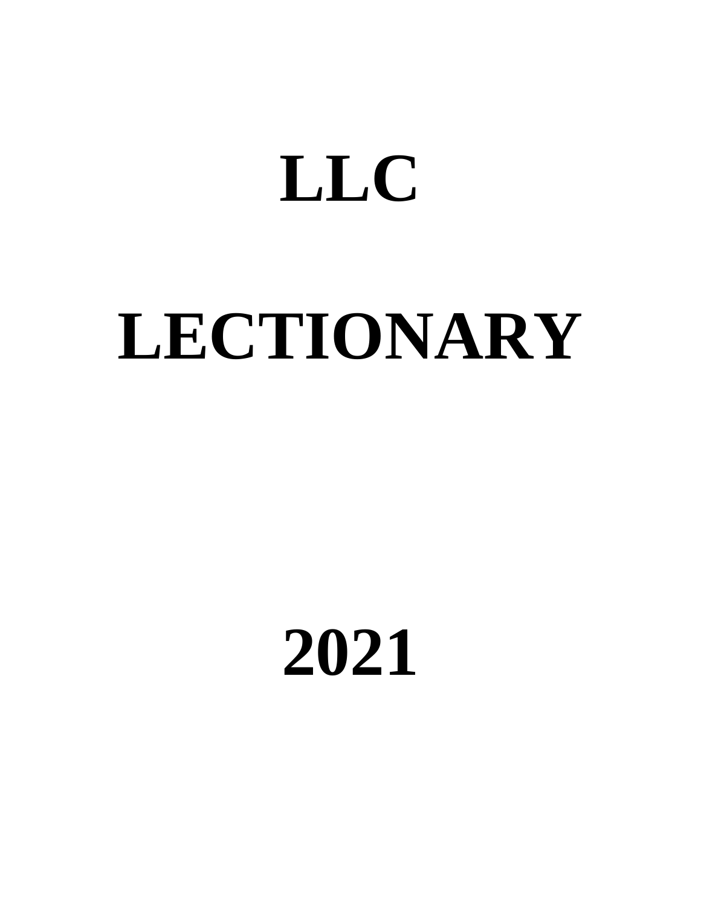# LLC

# LECTIONARY

# 2021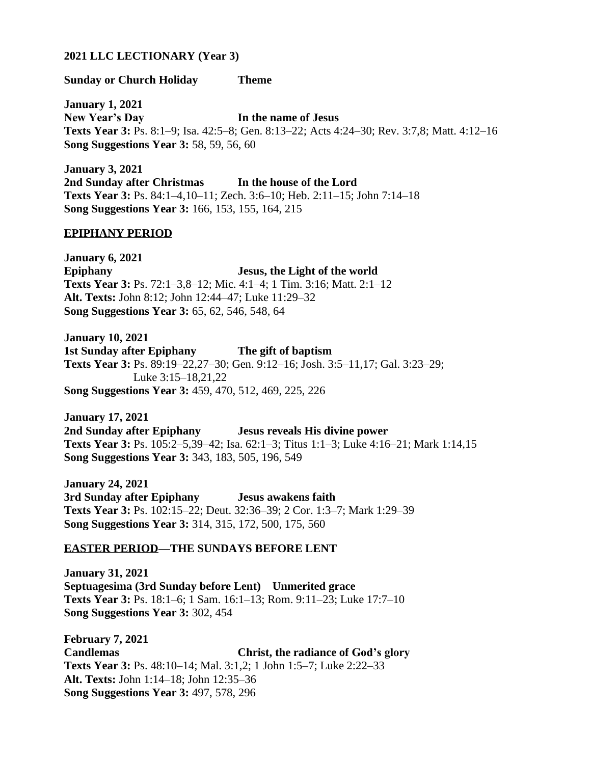**2021 LLC LECTIONARY (Year 3)**

**Sunday or Church Holiday** **Theme**

**January 1, 2021**
**New Year's Day** **In the name of Jesus**
**Texts Year 3:** Ps. 8:1–9; Isa. 42:5–8; Gen. 8:13–22; Acts 4:24–30; Rev. 3:7,8; Matt. 4:12–16
**Song Suggestions Year 3:** 58, 59, 56, 60

**January 3, 2021**
**2nd Sunday after Christmas** **In the house of the Lord**
**Texts Year 3:** Ps. 84:1–4,10–11; Zech. 3:6–10; Heb. 2:11–15; John 7:14–18
**Song Suggestions Year 3:** 166, 153, 155, 164, 215

**EPIPHANY PERIOD**

**January 6, 2021**
**Epiphany** **Jesus, the Light of the world**
**Texts Year 3:** Ps. 72:1–3,8–12; Mic. 4:1–4; 1 Tim. 3:16; Matt. 2:1–12
**Alt. Texts:** John 8:12; John 12:44–47; Luke 11:29–32
**Song Suggestions Year 3:** 65, 62, 546, 548, 64

**January 10, 2021**
**1st Sunday after Epiphany** **The gift of baptism**
**Texts Year 3:** Ps. 89:19–22,27–30; Gen. 9:12–16; Josh. 3:5–11,17; Gal. 3:23–29; Luke 3:15–18,21,22
**Song Suggestions Year 3:** 459, 470, 512, 469, 225, 226

**January 17, 2021**
**2nd Sunday after Epiphany** **Jesus reveals His divine power**
**Texts Year 3:** Ps. 105:2–5,39–42; Isa. 62:1–3; Titus 1:1–3; Luke 4:16–21; Mark 1:14,15
**Song Suggestions Year 3:** 343, 183, 505, 196, 549

**January 24, 2021**
**3rd Sunday after Epiphany** **Jesus awakens faith**
**Texts Year 3:** Ps. 102:15–22; Deut. 32:36–39; 2 Cor. 1:3–7; Mark 1:29–39
**Song Suggestions Year 3:** 314, 315, 172, 500, 175, 560

**EASTER PERIOD—THE SUNDAYS BEFORE LENT**

**January 31, 2021**
**Septuagesima (3rd Sunday before Lent)** **Unmerited grace**
**Texts Year 3:** Ps. 18:1–6; 1 Sam. 16:1–13; Rom. 9:11–23; Luke 17:7–10
**Song Suggestions Year 3:** 302, 454

**February 7, 2021**
**Candlemas** **Christ, the radiance of God's glory**
**Texts Year 3:** Ps. 48:10–14; Mal. 3:1,2; 1 John 1:5–7; Luke 2:22–33
**Alt. Texts:** John 1:14–18; John 12:35–36
**Song Suggestions Year 3:** 497, 578, 296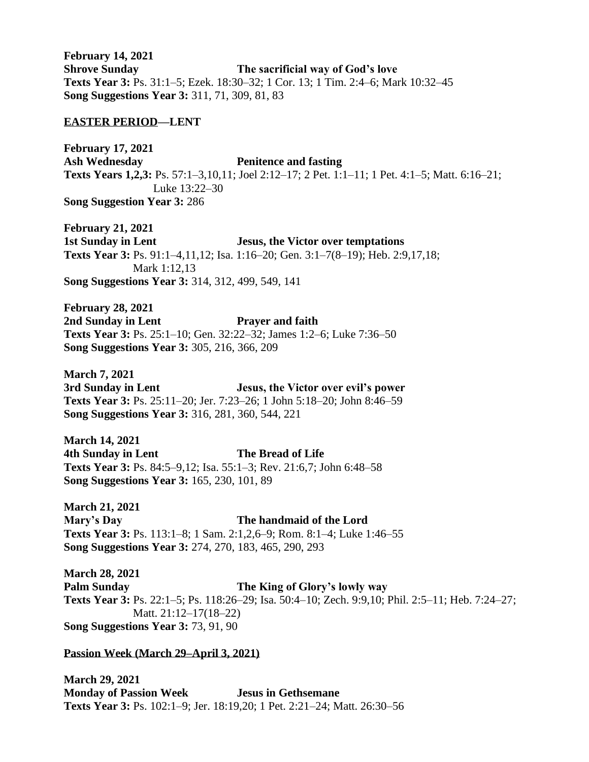**February 14, 2021**
**Shrove Sunday** **The sacrificial way of God's love**
**Texts Year 3:** Ps. 31:1–5; Ezek. 18:30–32; 1 Cor. 13; 1 Tim. 2:4–6; Mark 10:32–45
**Song Suggestions Year 3:** 311, 71, 309, 81, 83

## EASTER PERIOD—LENT

**February 17, 2021**
**Ash Wednesday** **Penitence and fasting**
**Texts Years 1,2,3:** Ps. 57:1–3,10,11; Joel 2:12–17; 2 Pet. 1:1–11; 1 Pet. 4:1–5; Matt. 6:16–21; Luke 13:22–30
**Song Suggestion Year 3:** 286

**February 21, 2021**
**1st Sunday in Lent** **Jesus, the Victor over temptations**
**Texts Year 3:** Ps. 91:1–4,11,12; Isa. 1:16–20; Gen. 3:1–7(8–19); Heb. 2:9,17,18; Mark 1:12,13
**Song Suggestions Year 3:** 314, 312, 499, 549, 141

**February 28, 2021**
**2nd Sunday in Lent** **Prayer and faith**
**Texts Year 3:** Ps. 25:1–10; Gen. 32:22–32; James 1:2–6; Luke 7:36–50
**Song Suggestions Year 3:** 305, 216, 366, 209

**March 7, 2021**
**3rd Sunday in Lent** **Jesus, the Victor over evil's power**
**Texts Year 3:** Ps. 25:11–20; Jer. 7:23–26; 1 John 5:18–20; John 8:46–59
**Song Suggestions Year 3:** 316, 281, 360, 544, 221

**March 14, 2021**
**4th Sunday in Lent** **The Bread of Life**
**Texts Year 3:** Ps. 84:5–9,12; Isa. 55:1–3; Rev. 21:6,7; John 6:48–58
**Song Suggestions Year 3:** 165, 230, 101, 89

**March 21, 2021**
**Mary's Day** **The handmaid of the Lord**
**Texts Year 3:** Ps. 113:1–8; 1 Sam. 2:1,2,6–9; Rom. 8:1–4; Luke 1:46–55
**Song Suggestions Year 3:** 274, 270, 183, 465, 290, 293

**March 28, 2021**
**Palm Sunday** **The King of Glory's lowly way**
**Texts Year 3:** Ps. 22:1–5; Ps. 118:26–29; Isa. 50:4–10; Zech. 9:9,10; Phil. 2:5–11; Heb. 7:24–27; Matt. 21:12–17(18–22)
**Song Suggestions Year 3:** 73, 91, 90

## Passion Week (March 29–April 3, 2021)

**March 29, 2021**
**Monday of Passion Week** **Jesus in Gethsemane**
**Texts Year 3:** Ps. 102:1–9; Jer. 18:19,20; 1 Pet. 2:21–24; Matt. 26:30–56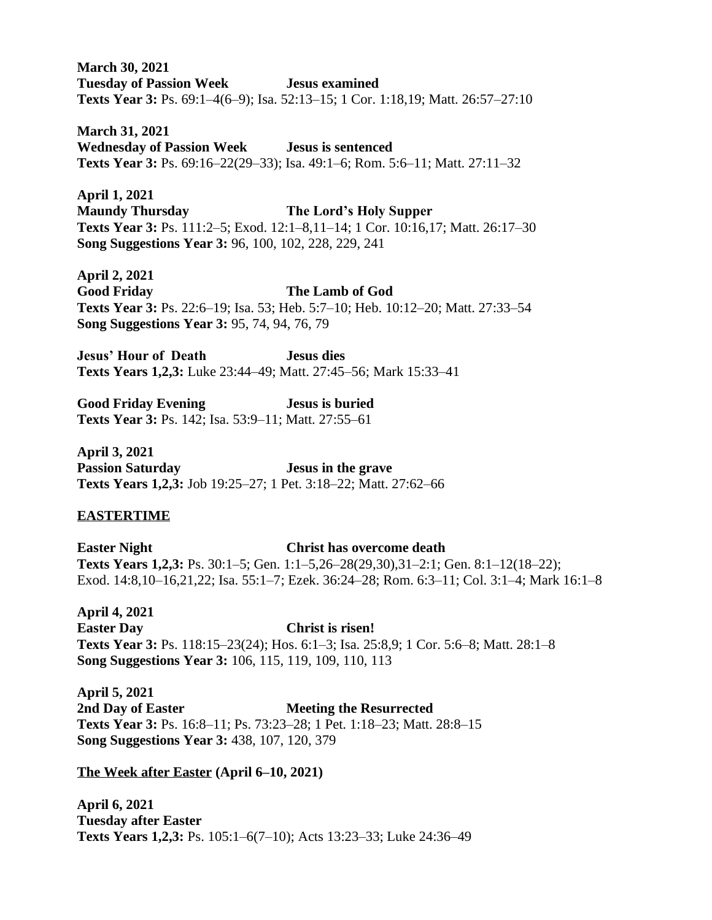**March 30, 2021**
**Tuesday of Passion Week** **Jesus examined**
**Texts Year 3:** Ps. 69:1–4(6–9); Isa. 52:13–15; 1 Cor. 1:18,19; Matt. 26:57–27:10

**March 31, 2021**
**Wednesday of Passion Week** **Jesus is sentenced**
**Texts Year 3:** Ps. 69:16–22(29–33); Isa. 49:1–6; Rom. 5:6–11; Matt. 27:11–32

**April 1, 2021**
**Maundy Thursday** **The Lord's Holy Supper**
**Texts Year 3:** Ps. 111:2–5; Exod. 12:1–8,11–14; 1 Cor. 10:16,17; Matt. 26:17–30
**Song Suggestions Year 3:** 96, 100, 102, 228, 229, 241

**April 2, 2021**
**Good Friday** **The Lamb of God**
**Texts Year 3:** Ps. 22:6–19; Isa. 53; Heb. 5:7–10; Heb. 10:12–20; Matt. 27:33–54
**Song Suggestions Year 3:** 95, 74, 94, 76, 79

**Jesus' Hour of Death** **Jesus dies**
**Texts Years 1,2,3:** Luke 23:44–49; Matt. 27:45–56; Mark 15:33–41

**Good Friday Evening** **Jesus is buried**
**Texts Year 3:** Ps. 142; Isa. 53:9–11; Matt. 27:55–61

**April 3, 2021**
**Passion Saturday** **Jesus in the grave**
**Texts Years 1,2,3:** Job 19:25–27; 1 Pet. 3:18–22; Matt. 27:62–66

## EASTERTIME

**Easter Night** **Christ has overcome death**
**Texts Years 1,2,3:** Ps. 30:1–5; Gen. 1:1–5,26–28(29,30),31–2:1; Gen. 8:1–12(18–22); Exod. 14:8,10–16,21,22; Isa. 55:1–7; Ezek. 36:24–28; Rom. 6:3–11; Col. 3:1–4; Mark 16:1–8

**April 4, 2021**
**Easter Day** **Christ is risen!**
**Texts Year 3:** Ps. 118:15–23(24); Hos. 6:1–3; Isa. 25:8,9; 1 Cor. 5:6–8; Matt. 28:1–8
**Song Suggestions Year 3:** 106, 115, 119, 109, 110, 113

**April 5, 2021**
**2nd Day of Easter** **Meeting the Resurrected**
**Texts Year 3:** Ps. 16:8–11; Ps. 73:23–28; 1 Pet. 1:18–23; Matt. 28:8–15
**Song Suggestions Year 3:** 438, 107, 120, 379

**The Week after Easter (April 6–10, 2021)**

**April 6, 2021**
**Tuesday after Easter**
**Texts Years 1,2,3:** Ps. 105:1–6(7–10); Acts 13:23–33; Luke 24:36–49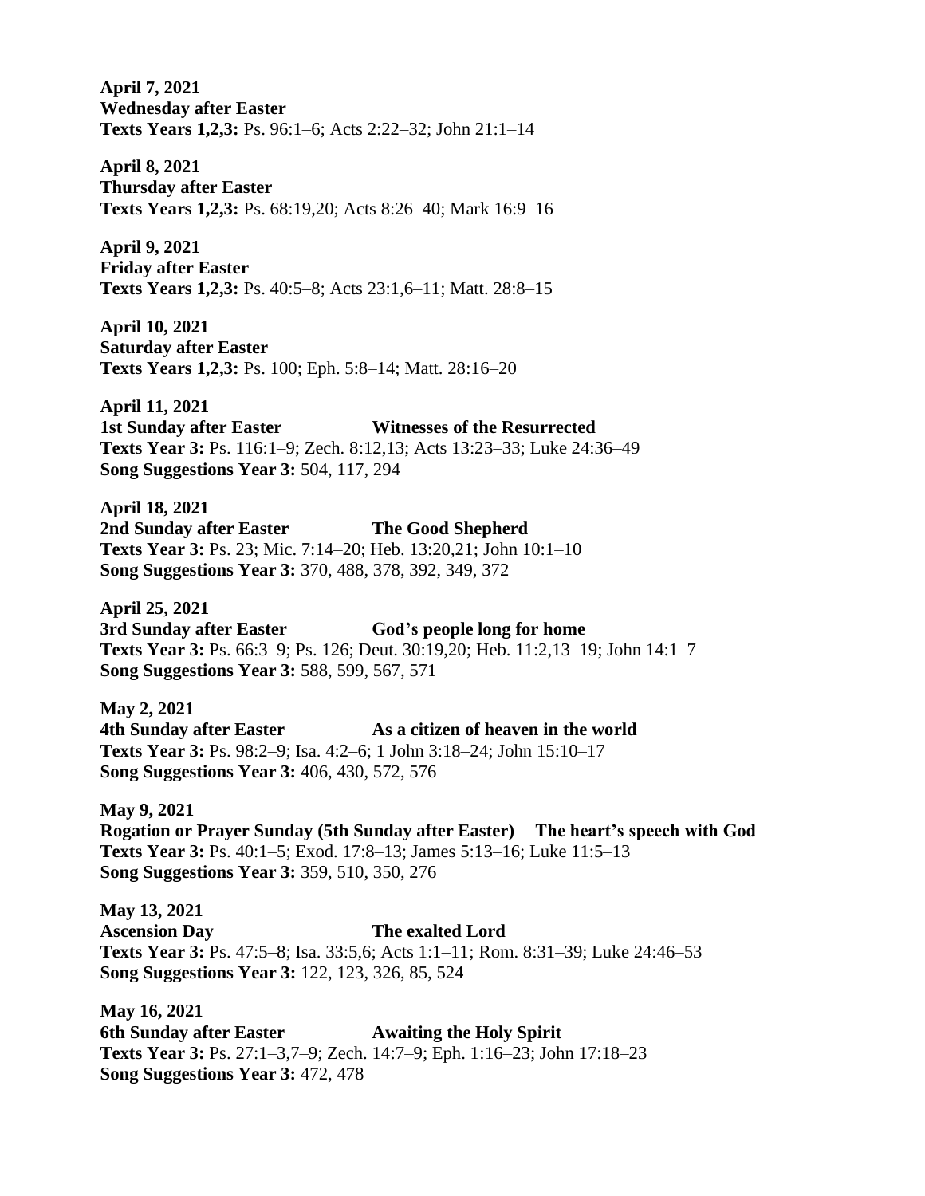**April 7, 2021**
**Wednesday after Easter**
**Texts Years 1,2,3:** Ps. 96:1–6; Acts 2:22–32; John 21:1–14

**April 8, 2021**
**Thursday after Easter**
**Texts Years 1,2,3:** Ps. 68:19,20; Acts 8:26–40; Mark 16:9–16

**April 9, 2021**
**Friday after Easter**
**Texts Years 1,2,3:** Ps. 40:5–8; Acts 23:1,6–11; Matt. 28:8–15

**April 10, 2021**
**Saturday after Easter**
**Texts Years 1,2,3:** Ps. 100; Eph. 5:8–14; Matt. 28:16–20

**April 11, 2021**
**1st Sunday after Easter** **Witnesses of the Resurrected**
**Texts Year 3:** Ps. 116:1–9; Zech. 8:12,13; Acts 13:23–33; Luke 24:36–49
**Song Suggestions Year 3:** 504, 117, 294

**April 18, 2021**
**2nd Sunday after Easter** **The Good Shepherd**
**Texts Year 3:** Ps. 23; Mic. 7:14–20; Heb. 13:20,21; John 10:1–10
**Song Suggestions Year 3:** 370, 488, 378, 392, 349, 372

**April 25, 2021**
**3rd Sunday after Easter** **God's people long for home**
**Texts Year 3:** Ps. 66:3–9; Ps. 126; Deut. 30:19,20; Heb. 11:2,13–19; John 14:1–7
**Song Suggestions Year 3:** 588, 599, 567, 571

**May 2, 2021**
**4th Sunday after Easter** **As a citizen of heaven in the world**
**Texts Year 3:** Ps. 98:2–9; Isa. 4:2–6; 1 John 3:18–24; John 15:10–17
**Song Suggestions Year 3:** 406, 430, 572, 576

**May 9, 2021**
**Rogation or Prayer Sunday (5th Sunday after Easter)** **The heart's speech with God**
**Texts Year 3:** Ps. 40:1–5; Exod. 17:8–13; James 5:13–16; Luke 11:5–13
**Song Suggestions Year 3:** 359, 510, 350, 276

**May 13, 2021**
**Ascension Day** **The exalted Lord**
**Texts Year 3:** Ps. 47:5–8; Isa. 33:5,6; Acts 1:1–11; Rom. 8:31–39; Luke 24:46–53
**Song Suggestions Year 3:** 122, 123, 326, 85, 524

**May 16, 2021**
**6th Sunday after Easter** **Awaiting the Holy Spirit**
**Texts Year 3:** Ps. 27:1–3,7–9; Zech. 14:7–9; Eph. 1:16–23; John 17:18–23
**Song Suggestions Year 3:** 472, 478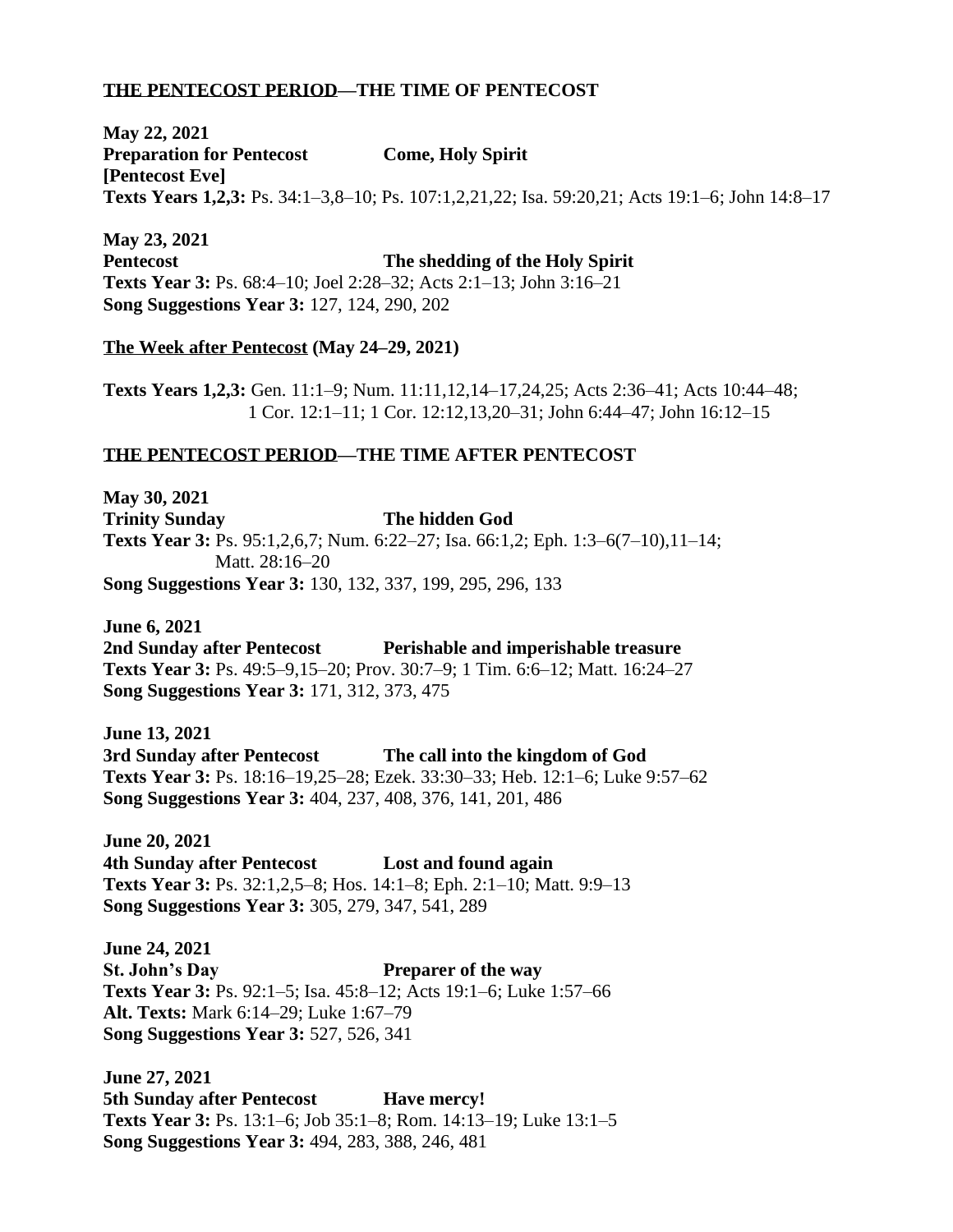## THE PENTECOST PERIOD—THE TIME OF PENTECOST

**May 22, 2021**
**Preparation for Pentecost** **Come, Holy Spirit**
**[Pentecost Eve]**
**Texts Years 1,2,3:** Ps. 34:1–3,8–10; Ps. 107:1,2,21,22; Isa. 59:20,21; Acts 19:1–6; John 14:8–17

**May 23, 2021**
**Pentecost** **The shedding of the Holy Spirit**
**Texts Year 3:** Ps. 68:4–10; Joel 2:28–32; Acts 2:1–13; John 3:16–21
**Song Suggestions Year 3:** 127, 124, 290, 202

**The Week after Pentecost (May 24–29, 2021)**

**Texts Years 1,2,3:** Gen. 11:1–9; Num. 11:11,12,14–17,24,25; Acts 2:36–41; Acts 10:44–48; 1 Cor. 12:1–11; 1 Cor. 12:12,13,20–31; John 6:44–47; John 16:12–15

## THE PENTECOST PERIOD—THE TIME AFTER PENTECOST

**May 30, 2021**
**Trinity Sunday** **The hidden God**
**Texts Year 3:** Ps. 95:1,2,6,7; Num. 6:22–27; Isa. 66:1,2; Eph. 1:3–6(7–10),11–14; Matt. 28:16–20
**Song Suggestions Year 3:** 130, 132, 337, 199, 295, 296, 133

**June 6, 2021**
**2nd Sunday after Pentecost** **Perishable and imperishable treasure**
**Texts Year 3:** Ps. 49:5–9,15–20; Prov. 30:7–9; 1 Tim. 6:6–12; Matt. 16:24–27
**Song Suggestions Year 3:** 171, 312, 373, 475

**June 13, 2021**
**3rd Sunday after Pentecost** **The call into the kingdom of God**
**Texts Year 3:** Ps. 18:16–19,25–28; Ezek. 33:30–33; Heb. 12:1–6; Luke 9:57–62
**Song Suggestions Year 3:** 404, 237, 408, 376, 141, 201, 486

**June 20, 2021**
**4th Sunday after Pentecost** **Lost and found again**
**Texts Year 3:** Ps. 32:1,2,5–8; Hos. 14:1–8; Eph. 2:1–10; Matt. 9:9–13
**Song Suggestions Year 3:** 305, 279, 347, 541, 289

**June 24, 2021**
**St. John's Day** **Preparer of the way**
**Texts Year 3:** Ps. 92:1–5; Isa. 45:8–12; Acts 19:1–6; Luke 1:57–66
**Alt. Texts:** Mark 6:14–29; Luke 1:67–79
**Song Suggestions Year 3:** 527, 526, 341

**June 27, 2021**
**5th Sunday after Pentecost** **Have mercy!**
**Texts Year 3:** Ps. 13:1–6; Job 35:1–8; Rom. 14:13–19; Luke 13:1–5
**Song Suggestions Year 3:** 494, 283, 388, 246, 481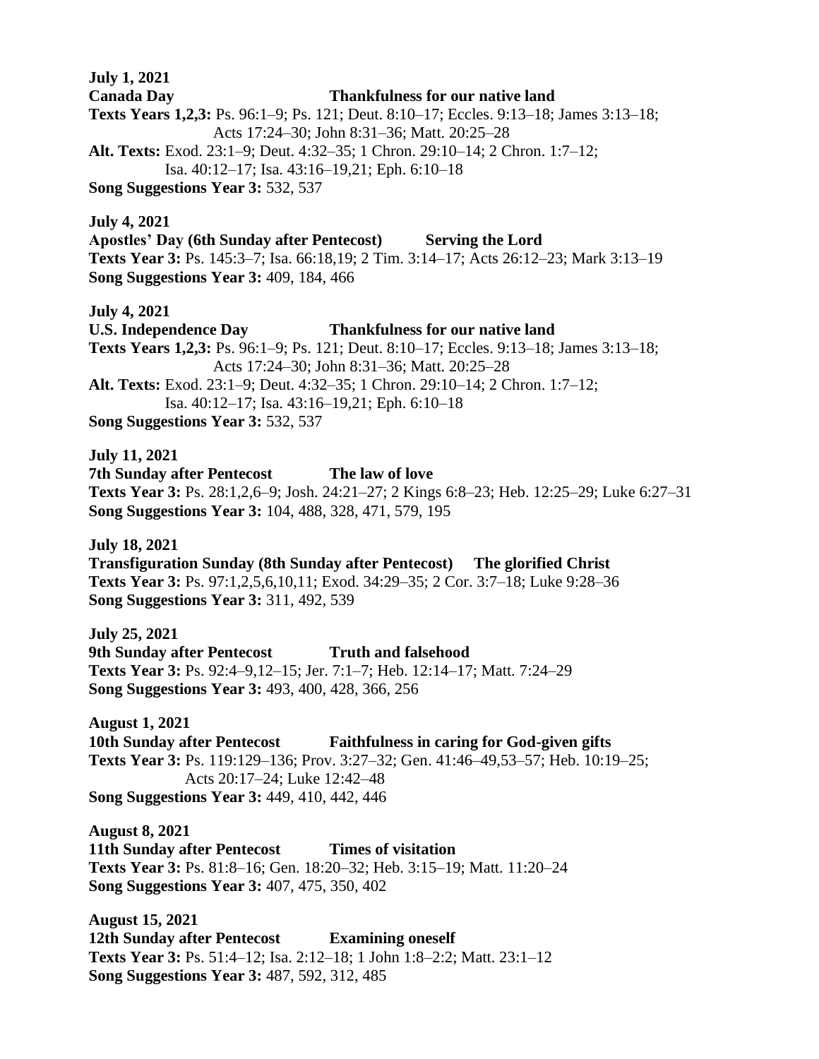**July 1, 2021**
**Canada Day** **Thankfulness for our native land**
**Texts Years 1,2,3:** Ps. 96:1–9; Ps. 121; Deut. 8:10–17; Eccles. 9:13–18; James 3:13–18; Acts 17:24–30; John 8:31–36; Matt. 20:25–28
**Alt. Texts:** Exod. 23:1–9; Deut. 4:32–35; 1 Chron. 29:10–14; 2 Chron. 1:7–12; Isa. 40:12–17; Isa. 43:16–19,21; Eph. 6:10–18
**Song Suggestions Year 3:** 532, 537

**July 4, 2021**
**Apostles' Day (6th Sunday after Pentecost)** **Serving the Lord**
**Texts Year 3:** Ps. 145:3–7; Isa. 66:18,19; 2 Tim. 3:14–17; Acts 26:12–23; Mark 3:13–19
**Song Suggestions Year 3:** 409, 184, 466

**July 4, 2021**
**U.S. Independence Day** **Thankfulness for our native land**
**Texts Years 1,2,3:** Ps. 96:1–9; Ps. 121; Deut. 8:10–17; Eccles. 9:13–18; James 3:13–18; Acts 17:24–30; John 8:31–36; Matt. 20:25–28
**Alt. Texts:** Exod. 23:1–9; Deut. 4:32–35; 1 Chron. 29:10–14; 2 Chron. 1:7–12; Isa. 40:12–17; Isa. 43:16–19,21; Eph. 6:10–18
**Song Suggestions Year 3:** 532, 537

**July 11, 2021**
**7th Sunday after Pentecost** **The law of love**
**Texts Year 3:** Ps. 28:1,2,6–9; Josh. 24:21–27; 2 Kings 6:8–23; Heb. 12:25–29; Luke 6:27–31
**Song Suggestions Year 3:** 104, 488, 328, 471, 579, 195

**July 18, 2021**
**Transfiguration Sunday (8th Sunday after Pentecost)** **The glorified Christ**
**Texts Year 3:** Ps. 97:1,2,5,6,10,11; Exod. 34:29–35; 2 Cor. 3:7–18; Luke 9:28–36
**Song Suggestions Year 3:** 311, 492, 539

**July 25, 2021**
**9th Sunday after Pentecost** **Truth and falsehood**
**Texts Year 3:** Ps. 92:4–9,12–15; Jer. 7:1–7; Heb. 12:14–17; Matt. 7:24–29
**Song Suggestions Year 3:** 493, 400, 428, 366, 256

**August 1, 2021**
**10th Sunday after Pentecost** **Faithfulness in caring for God-given gifts**
**Texts Year 3:** Ps. 119:129–136; Prov. 3:27–32; Gen. 41:46–49,53–57; Heb. 10:19–25; Acts 20:17–24; Luke 12:42–48
**Song Suggestions Year 3:** 449, 410, 442, 446

**August 8, 2021**
**11th Sunday after Pentecost** **Times of visitation**
**Texts Year 3:** Ps. 81:8–16; Gen. 18:20–32; Heb. 3:15–19; Matt. 11:20–24
**Song Suggestions Year 3:** 407, 475, 350, 402

**August 15, 2021**
**12th Sunday after Pentecost** **Examining oneself**
**Texts Year 3:** Ps. 51:4–12; Isa. 2:12–18; 1 John 1:8–2:2; Matt. 23:1–12
**Song Suggestions Year 3:** 487, 592, 312, 485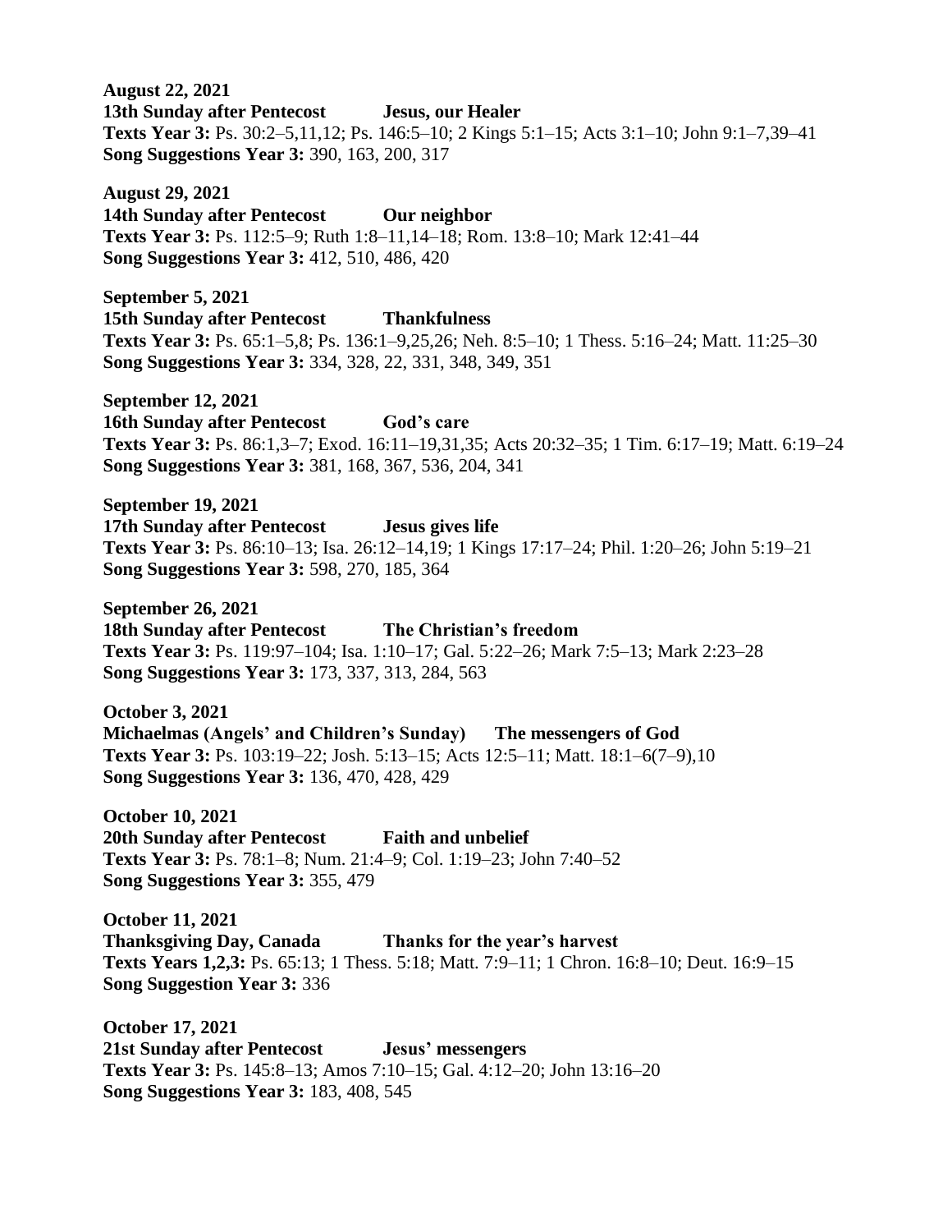**August 22, 2021**
**13th Sunday after Pentecost Jesus, our Healer**
**Texts Year 3:** Ps. 30:2–5,11,12; Ps. 146:5–10; 2 Kings 5:1–15; Acts 3:1–10; John 9:1–7,39–41
**Song Suggestions Year 3:** 390, 163, 200, 317

**August 29, 2021**
**14th Sunday after Pentecost Our neighbor**
**Texts Year 3:** Ps. 112:5–9; Ruth 1:8–11,14–18; Rom. 13:8–10; Mark 12:41–44
**Song Suggestions Year 3:** 412, 510, 486, 420

**September 5, 2021**
**15th Sunday after Pentecost Thankfulness**
**Texts Year 3:** Ps. 65:1–5,8; Ps. 136:1–9,25,26; Neh. 8:5–10; 1 Thess. 5:16–24; Matt. 11:25–30
**Song Suggestions Year 3:** 334, 328, 22, 331, 348, 349, 351

**September 12, 2021**
**16th Sunday after Pentecost God's care**
**Texts Year 3:** Ps. 86:1,3–7; Exod. 16:11–19,31,35; Acts 20:32–35; 1 Tim. 6:17–19; Matt. 6:19–24
**Song Suggestions Year 3:** 381, 168, 367, 536, 204, 341

**September 19, 2021**
**17th Sunday after Pentecost Jesus gives life**
**Texts Year 3:** Ps. 86:10–13; Isa. 26:12–14,19; 1 Kings 17:17–24; Phil. 1:20–26; John 5:19–21
**Song Suggestions Year 3:** 598, 270, 185, 364

**September 26, 2021**
**18th Sunday after Pentecost The Christian's freedom**
**Texts Year 3:** Ps. 119:97–104; Isa. 1:10–17; Gal. 5:22–26; Mark 7:5–13; Mark 2:23–28
**Song Suggestions Year 3:** 173, 337, 313, 284, 563

**October 3, 2021**
**Michaelmas (Angels' and Children's Sunday) The messengers of God**
**Texts Year 3:** Ps. 103:19–22; Josh. 5:13–15; Acts 12:5–11; Matt. 18:1–6(7–9),10
**Song Suggestions Year 3:** 136, 470, 428, 429

**October 10, 2021**
**20th Sunday after Pentecost Faith and unbelief**
**Texts Year 3:** Ps. 78:1–8; Num. 21:4–9; Col. 1:19–23; John 7:40–52
**Song Suggestions Year 3:** 355, 479

**October 11, 2021**
**Thanksgiving Day, Canada Thanks for the year's harvest**
**Texts Years 1,2,3:** Ps. 65:13; 1 Thess. 5:18; Matt. 7:9–11; 1 Chron. 16:8–10; Deut. 16:9–15
**Song Suggestion Year 3:** 336

**October 17, 2021**
**21st Sunday after Pentecost Jesus' messengers**
**Texts Year 3:** Ps. 145:8–13; Amos 7:10–15; Gal. 4:12–20; John 13:16–20
**Song Suggestions Year 3:** 183, 408, 545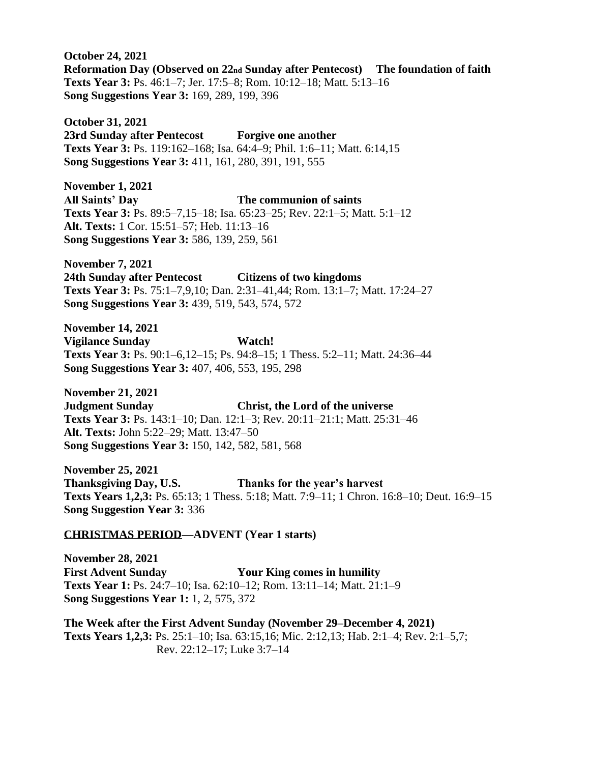**October 24, 2021**
**Reformation Day (Observed on 22nd Sunday after Pentecost)     The foundation of faith**
**Texts Year 3:** Ps. 46:1–7; Jer. 17:5–8; Rom. 10:12–18; Matt. 5:13–16
**Song Suggestions Year 3:** 169, 289, 199, 396

**October 31, 2021**
**23rd Sunday after Pentecost     Forgive one another**
**Texts Year 3:** Ps. 119:162–168; Isa. 64:4–9; Phil. 1:6–11; Matt. 6:14,15
**Song Suggestions Year 3:** 411, 161, 280, 391, 191, 555

**November 1, 2021**
**All Saints' Day     The communion of saints**
**Texts Year 3:** Ps. 89:5–7,15–18; Isa. 65:23–25; Rev. 22:1–5; Matt. 5:1–12
**Alt. Texts:** 1 Cor. 15:51–57; Heb. 11:13–16
**Song Suggestions Year 3:** 586, 139, 259, 561

**November 7, 2021**
**24th Sunday after Pentecost     Citizens of two kingdoms**
**Texts Year 3:** Ps. 75:1–7,9,10; Dan. 2:31–41,44; Rom. 13:1–7; Matt. 17:24–27
**Song Suggestions Year 3:** 439, 519, 543, 574, 572

**November 14, 2021**
**Vigilance Sunday     Watch!**
**Texts Year 3:** Ps. 90:1–6,12–15; Ps. 94:8–15; 1 Thess. 5:2–11; Matt. 24:36–44
**Song Suggestions Year 3:** 407, 406, 553, 195, 298

**November 21, 2021**
**Judgment Sunday     Christ, the Lord of the universe**
**Texts Year 3:** Ps. 143:1–10; Dan. 12:1–3; Rev. 20:11–21:1; Matt. 25:31–46
**Alt. Texts:** John 5:22–29; Matt. 13:47–50
**Song Suggestions Year 3:** 150, 142, 582, 581, 568

**November 25, 2021**
**Thanksgiving Day, U.S.     Thanks for the year's harvest**
**Texts Years 1,2,3:** Ps. 65:13; 1 Thess. 5:18; Matt. 7:9–11; 1 Chron. 16:8–10; Deut. 16:9–15
**Song Suggestion Year 3:** 336

**<u>CHRISTMAS PERIOD</u>—ADVENT (Year 1 starts)**

**November 28, 2021**
**First Advent Sunday     Your King comes in humility**
**Texts Year 1:** Ps. 24:7–10; Isa. 62:10–12; Rom. 13:11–14; Matt. 21:1–9
**Song Suggestions Year 1:** 1, 2, 575, 372

**The Week after the First Advent Sunday (November 29–December 4, 2021)**
**Texts Years 1,2,3:** Ps. 25:1–10; Isa. 63:15,16; Mic. 2:12,13; Hab. 2:1–4; Rev. 2:1–5,7; Rev. 22:12–17; Luke 3:7–14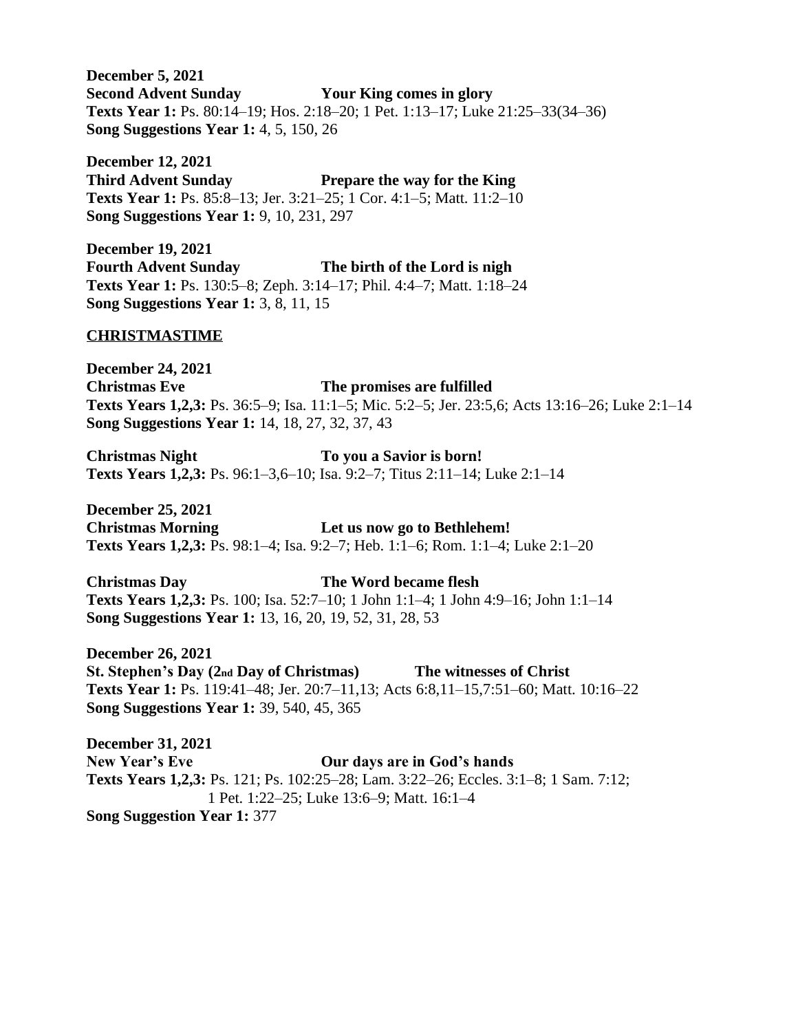**December 5, 2021**
**Second Advent Sunday** **Your King comes in glory**
**Texts Year 1:** Ps. 80:14–19; Hos. 2:18–20; 1 Pet. 1:13–17; Luke 21:25–33(34–36)
**Song Suggestions Year 1:** 4, 5, 150, 26

**December 12, 2021**
**Third Advent Sunday** **Prepare the way for the King**
**Texts Year 1:** Ps. 85:8–13; Jer. 3:21–25; 1 Cor. 4:1–5; Matt. 11:2–10
**Song Suggestions Year 1:** 9, 10, 231, 297

**December 19, 2021**
**Fourth Advent Sunday** **The birth of the Lord is nigh**
**Texts Year 1:** Ps. 130:5–8; Zeph. 3:14–17; Phil. 4:4–7; Matt. 1:18–24
**Song Suggestions Year 1:** 3, 8, 11, 15

## CHRISTMASTIME

**December 24, 2021**
**Christmas Eve** **The promises are fulfilled**
**Texts Years 1,2,3:** Ps. 36:5–9; Isa. 11:1–5; Mic. 5:2–5; Jer. 23:5,6; Acts 13:16–26; Luke 2:1–14
**Song Suggestions Year 1:** 14, 18, 27, 32, 37, 43

**Christmas Night** **To you a Savior is born!**
**Texts Years 1,2,3:** Ps. 96:1–3,6–10; Isa. 9:2–7; Titus 2:11–14; Luke 2:1–14

**December 25, 2021**
**Christmas Morning** **Let us now go to Bethlehem!**
**Texts Years 1,2,3:** Ps. 98:1–4; Isa. 9:2–7; Heb. 1:1–6; Rom. 1:1–4; Luke 2:1–20

**Christmas Day** **The Word became flesh**
**Texts Years 1,2,3:** Ps. 100; Isa. 52:7–10; 1 John 1:1–4; 1 John 4:9–16; John 1:1–14
**Song Suggestions Year 1:** 13, 16, 20, 19, 52, 31, 28, 53

**December 26, 2021**
**St. Stephen's Day (2nd Day of Christmas)** **The witnesses of Christ**
**Texts Year 1:** Ps. 119:41–48; Jer. 20:7–11,13; Acts 6:8,11–15,7:51–60; Matt. 10:16–22
**Song Suggestions Year 1:** 39, 540, 45, 365

**December 31, 2021**
**New Year's Eve** **Our days are in God's hands**
**Texts Years 1,2,3:** Ps. 121; Ps. 102:25–28; Lam. 3:22–26; Eccles. 3:1–8; 1 Sam. 7:12; 1 Pet. 1:22–25; Luke 13:6–9; Matt. 16:1–4
**Song Suggestion Year 1:** 377